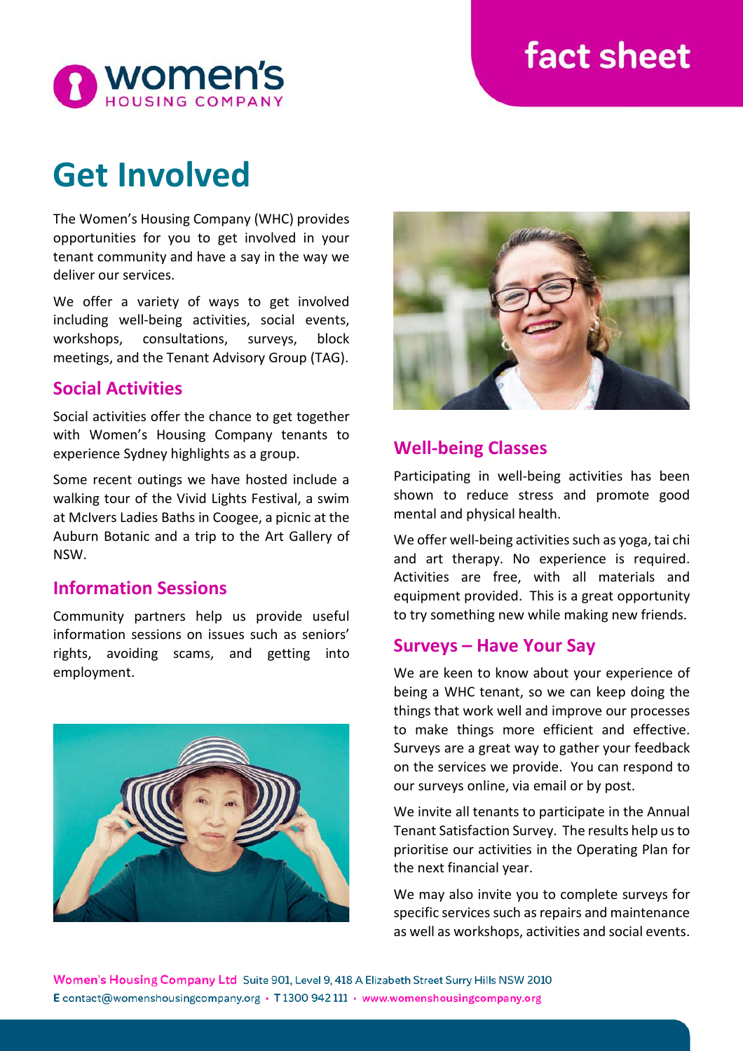# Get Involved

The Women's Housing Company (WHC) provides opportunities for you to get involved in your tenant community and have a say in the way we deliver our services.

We offer a variety of ways to get involved including well-being activities, social events, workshops, consultations, surveys, block meetings, and the Tenant Advisory Group (TAG).

## Social Activities

Social activities offer the chance to get together with Women's Housing Company tenants to experience Sydney highlights as a group.

Some recent outings we have hosted include a walking tour of the Vivid Lights Festival, a swim at McIvers Ladies Baths in Coogee, a picnic at the Auburn Botanic and a trip to the Art Gallery of NSW.

## Information Sessions

Community partners help us provide useful information sessions on issues such as seniors' rights, avoiding scams, and getting into employment.

## Well-being Classes

Participating in well-being activities has been shown to reduce stress and promote good mental and physical health.

We offer well-being activities such as yoga, tai chi and art therapy. No experience is required. Activities are free, with all materials and equipment provided. This is a great opportunity to try something new while making new friends.

## Surveys – Have Your Say

We are keen to know about your experience of being a WHC tenant, so we can keep doing the things that work well and improve our processes to make things more efficient and effective. Surveys are a great way to gather your feedback on the services we provide. You can respond to our surveys online, via email or by post.

We invite all tenants to participate in the Annual Tenant Satisfaction Survey. The results help us to prioritise our activities in the Operating Plan for the next financial year.

We may also invite you to complete surveys for specific services such as repairs and maintenance as well as workshops, activities and social events.

**Women's Housing Company Ltd** Suite 901, Level 9, 418 A Elizabeth Street Surry Hills NSW 2010
E contact@womenshousingcompany.org • T 1300 942 111 • www.womenshousingcompany.org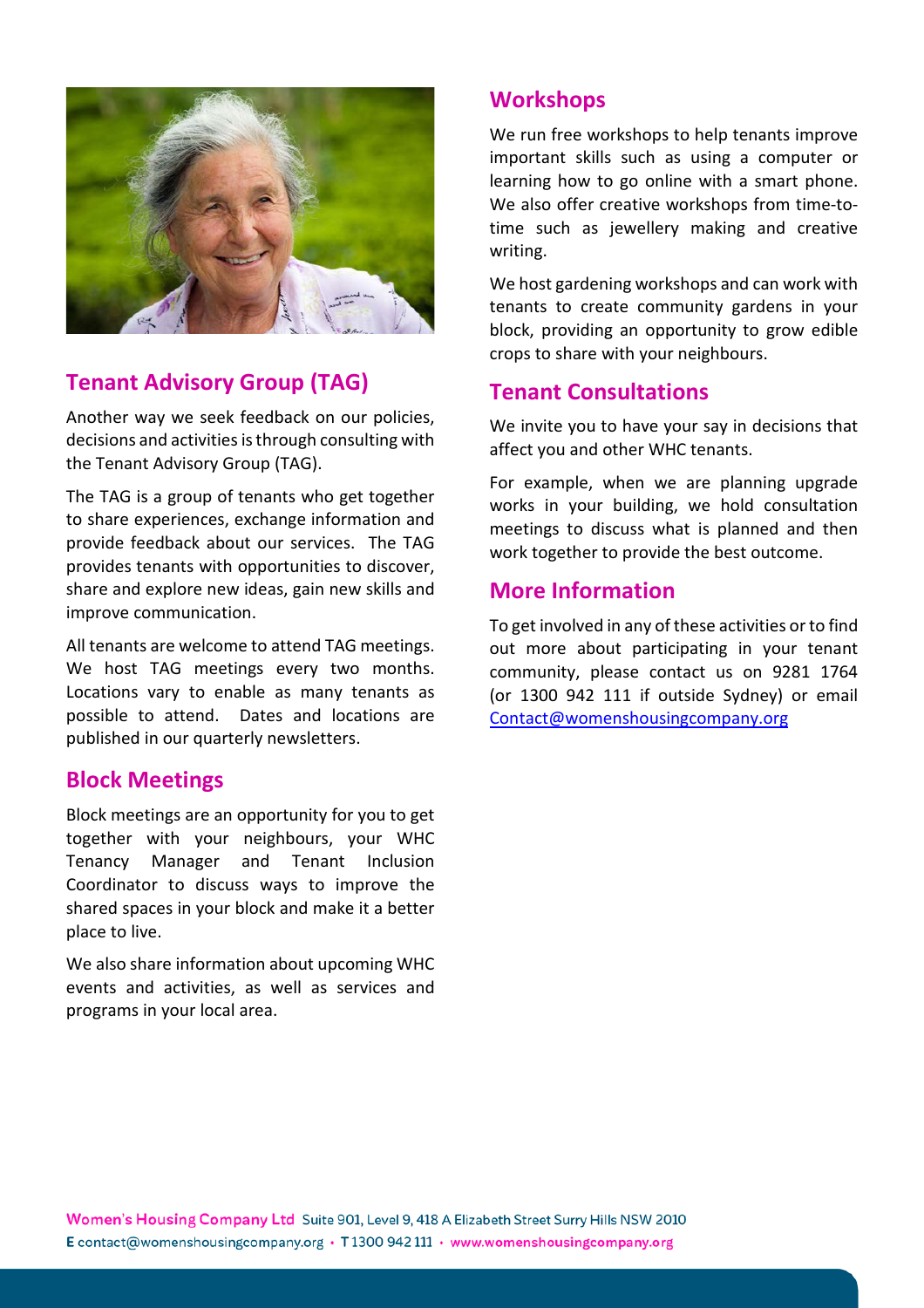## Tenant Advisory Group (TAG)

Another way we seek feedback on our policies, decisions and activities is through consulting with the Tenant Advisory Group (TAG).

The TAG is a group of tenants who get together to share experiences, exchange information and provide feedback about our services. The TAG provides tenants with opportunities to discover, share and explore new ideas, gain new skills and improve communication.

All tenants are welcome to attend TAG meetings. We host TAG meetings every two months. Locations vary to enable as many tenants as possible to attend. Dates and locations are published in our quarterly newsletters.

## Block Meetings

Block meetings are an opportunity for you to get together with your neighbours, your WHC Tenancy Manager and Tenant Inclusion Coordinator to discuss ways to improve the shared spaces in your block and make it a better place to live.

We also share information about upcoming WHC events and activities, as well as services and programs in your local area.

## Workshops

We run free workshops to help tenants improve important skills such as using a computer or learning how to go online with a smart phone. We also offer creative workshops from time-to-time such as jewellery making and creative writing.

We host gardening workshops and can work with tenants to create community gardens in your block, providing an opportunity to grow edible crops to share with your neighbours.

## Tenant Consultations

We invite you to have your say in decisions that affect you and other WHC tenants.

For example, when we are planning upgrade works in your building, we hold consultation meetings to discuss what is planned and then work together to provide the best outcome.

## More Information

To get involved in any of these activities or to find out more about participating in your tenant community, please contact us on 9281 1764 (or 1300 942 111 if outside Sydney) or email Contact@womenshousingcompany.org

**Women's Housing Company Ltd** Suite 901, Level 9, 418 A Elizabeth Street Surry Hills NSW 2010
E contact@womenshousingcompany.org • T 1300 942 111 • www.womenshousingcompany.org